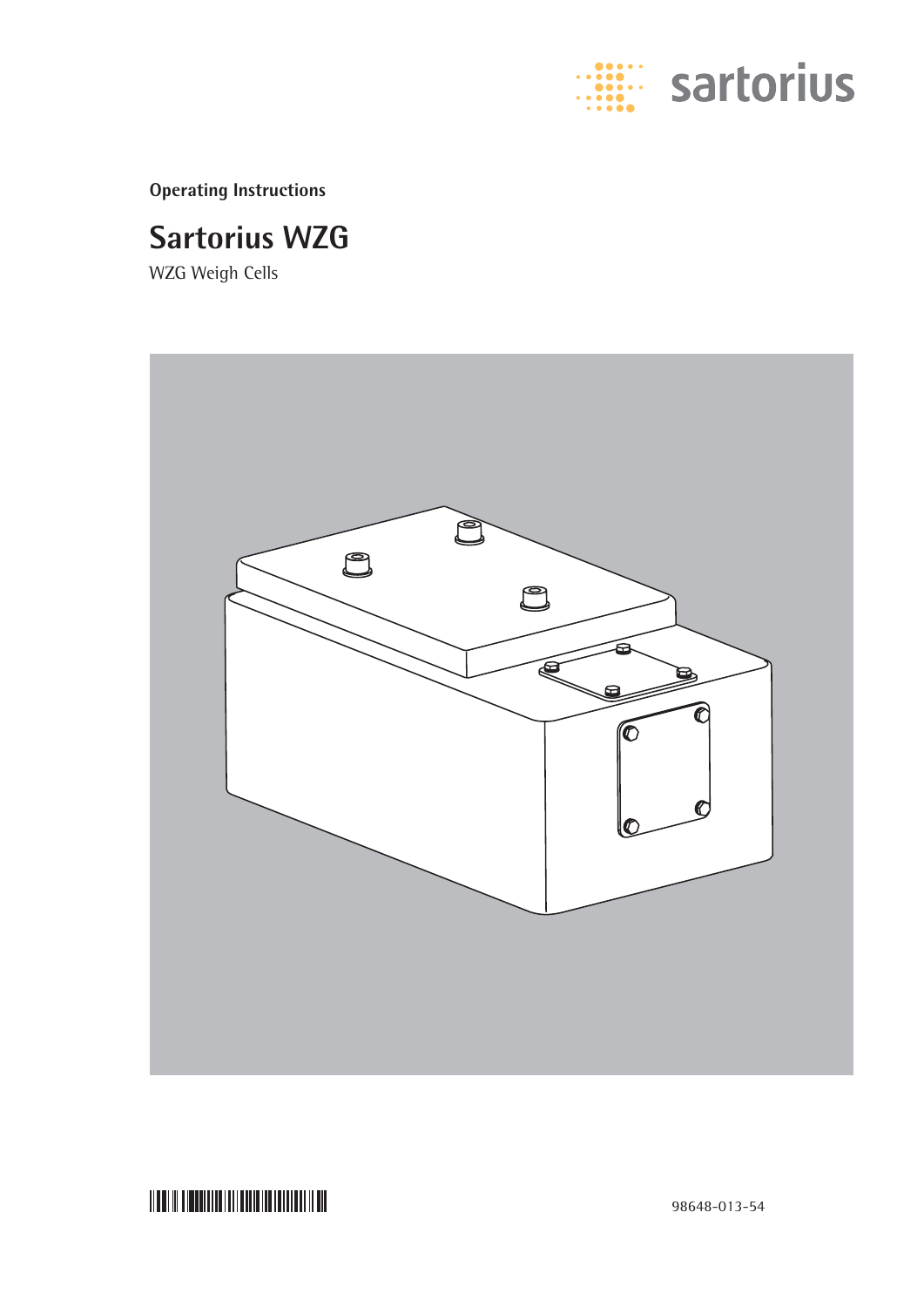sartorius

Operating Instructions

# Sartorius WZG

WZG Weigh Cells

98648-013-54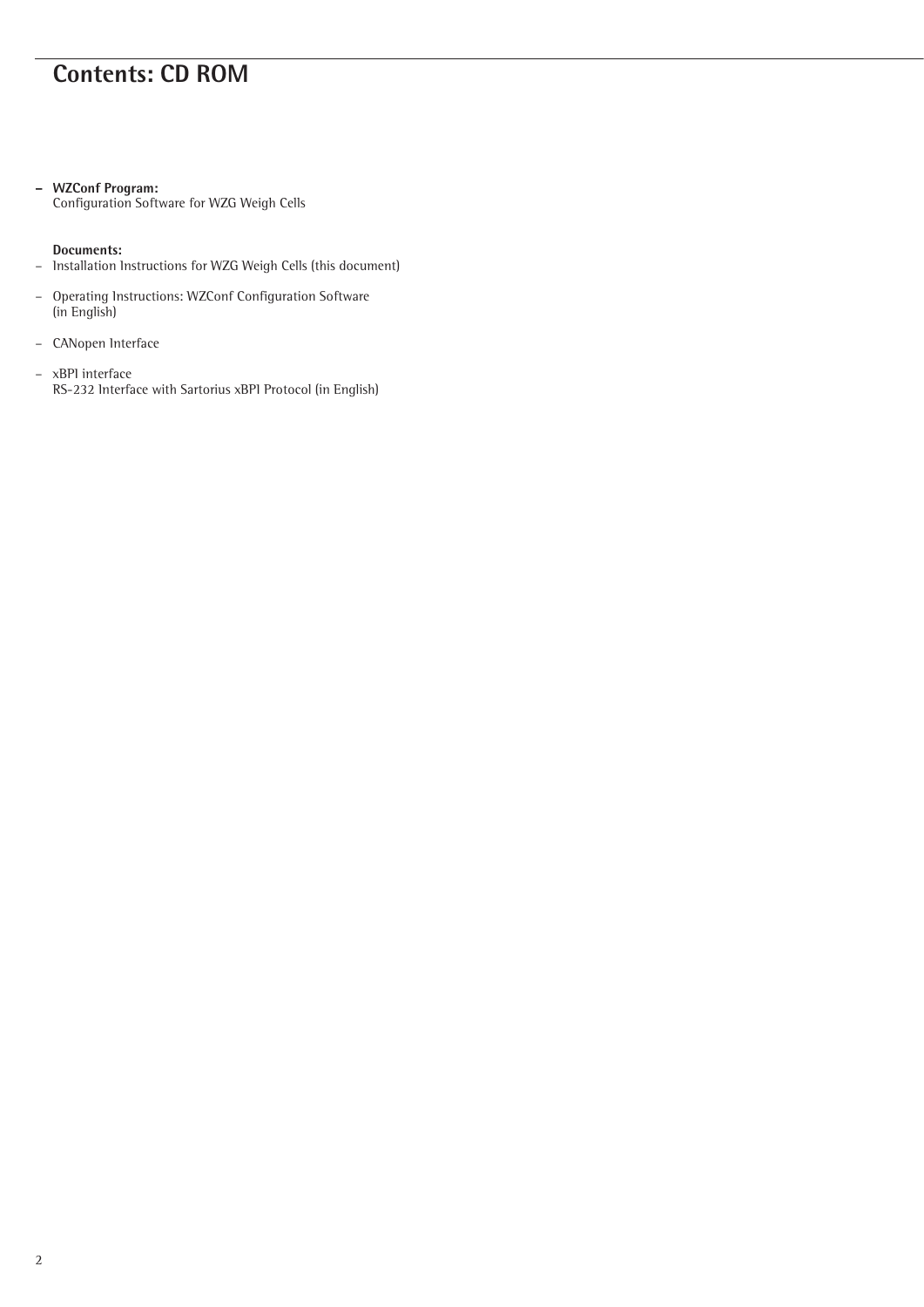# Contents: CD ROM

- **WZConf Program:**
  Configuration Software for WZG Weigh Cells

**Documents:**

- Installation Instructions for WZG Weigh Cells (this document)
- Operating Instructions: WZConf Configuration Software (in English)
- CANopen Interface
- xBPI interface
  RS-232 Interface with Sartorius xBPI Protocol (in English)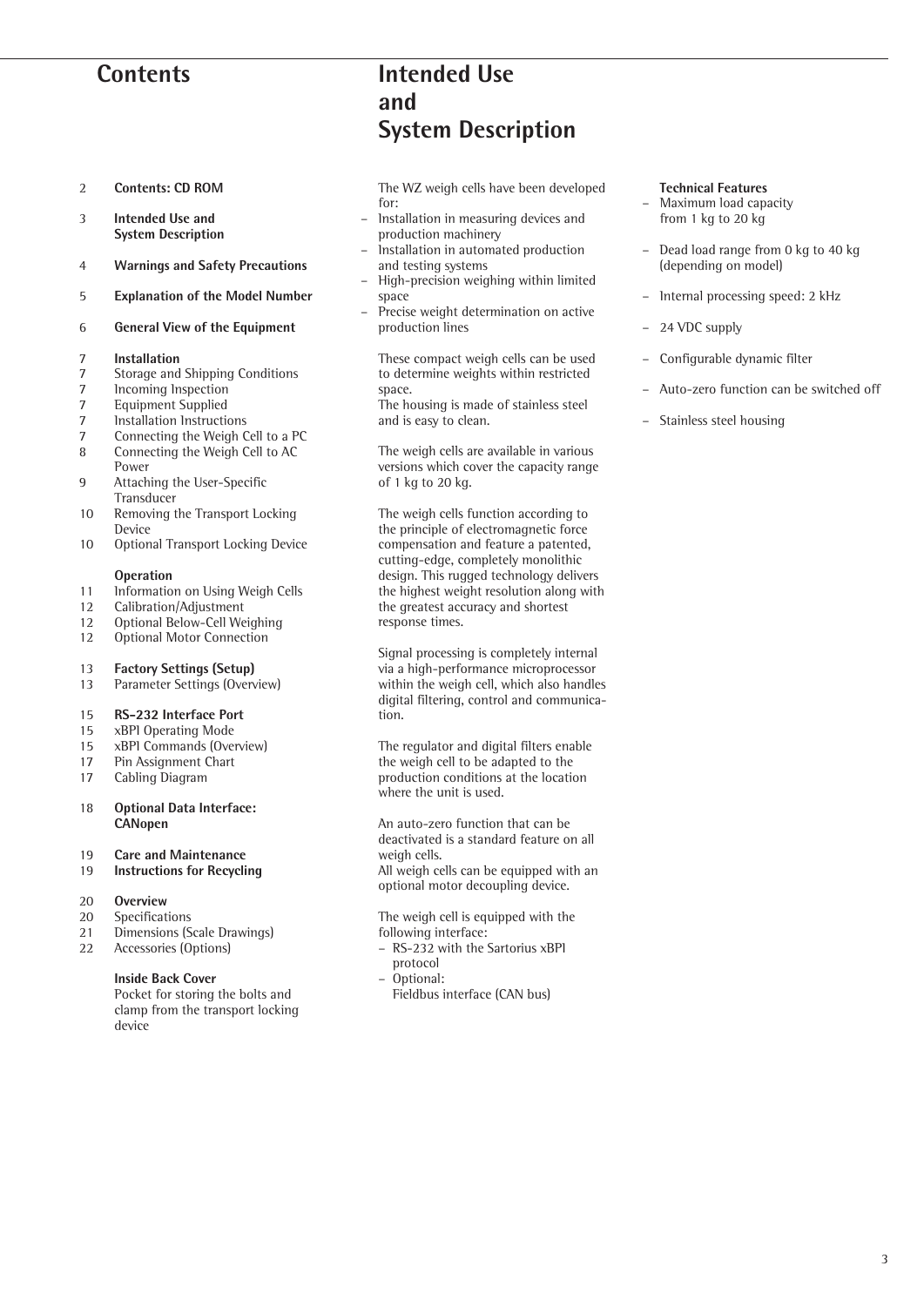# Contents

2 **Contents: CD ROM**

3 **Intended Use and System Description**

4 **Warnings and Safety Precautions**

5 **Explanation of the Model Number**

6 **General View of the Equipment**

7 **Installation**
7 Storage and Shipping Conditions
7 Incoming Inspection
7 Equipment Supplied
7 Installation Instructions
7 Connecting the Weigh Cell to a PC
8 Connecting the Weigh Cell to AC Power
9 Attaching the User-Specific Transducer
10 Removing the Transport Locking Device
10 Optional Transport Locking Device

**Operation**
11 Information on Using Weigh Cells
12 Calibration/Adjustment
12 Optional Below-Cell Weighing
12 Optional Motor Connection

13 **Factory Settings (Setup)**
13 Parameter Settings (Overview)

15 **RS-232 Interface Port**
15 xBPI Operating Mode
15 xBPI Commands (Overview)
17 Pin Assignment Chart
17 Cabling Diagram

18 **Optional Data Interface: CANopen**

19 **Care and Maintenance**
19 **Instructions for Recycling**

20 **Overview**
20 Specifications
21 Dimensions (Scale Drawings)
22 Accessories (Options)

**Inside Back Cover**
Pocket for storing the bolts and clamp from the transport locking device

# Intended Use and System Description

The WZ weigh cells have been developed for:
- Installation in measuring devices and production machinery
- Installation in automated production and testing systems
- High-precision weighing within limited space
- Precise weight determination on active production lines

These compact weigh cells can be used to determine weights within restricted space.
The housing is made of stainless steel and is easy to clean.

The weigh cells are available in various versions which cover the capacity range of 1 kg to 20 kg.

The weigh cells function according to the principle of electromagnetic force compensation and feature a patented, cutting-edge, completely monolithic design. This rugged technology delivers the highest weight resolution along with the greatest accuracy and shortest response times.

Signal processing is completely internal via a high-performance microprocessor within the weigh cell, which also handles digital filtering, control and communication.

The regulator and digital filters enable the weigh cell to be adapted to the production conditions at the location where the unit is used.

An auto-zero function that can be deactivated is a standard feature on all weigh cells.
All weigh cells can be equipped with an optional motor decoupling device.

The weigh cell is equipped with the following interface:
- RS-232 with the Sartorius xBPI protocol
- Optional: Fieldbus interface (CAN bus)

**Technical Features**
- Maximum load capacity from 1 kg to 20 kg
- Dead load range from 0 kg to 40 kg (depending on model)
- Internal processing speed: 2 kHz
- 24 VDC supply
- Configurable dynamic filter
- Auto-zero function can be switched off
- Stainless steel housing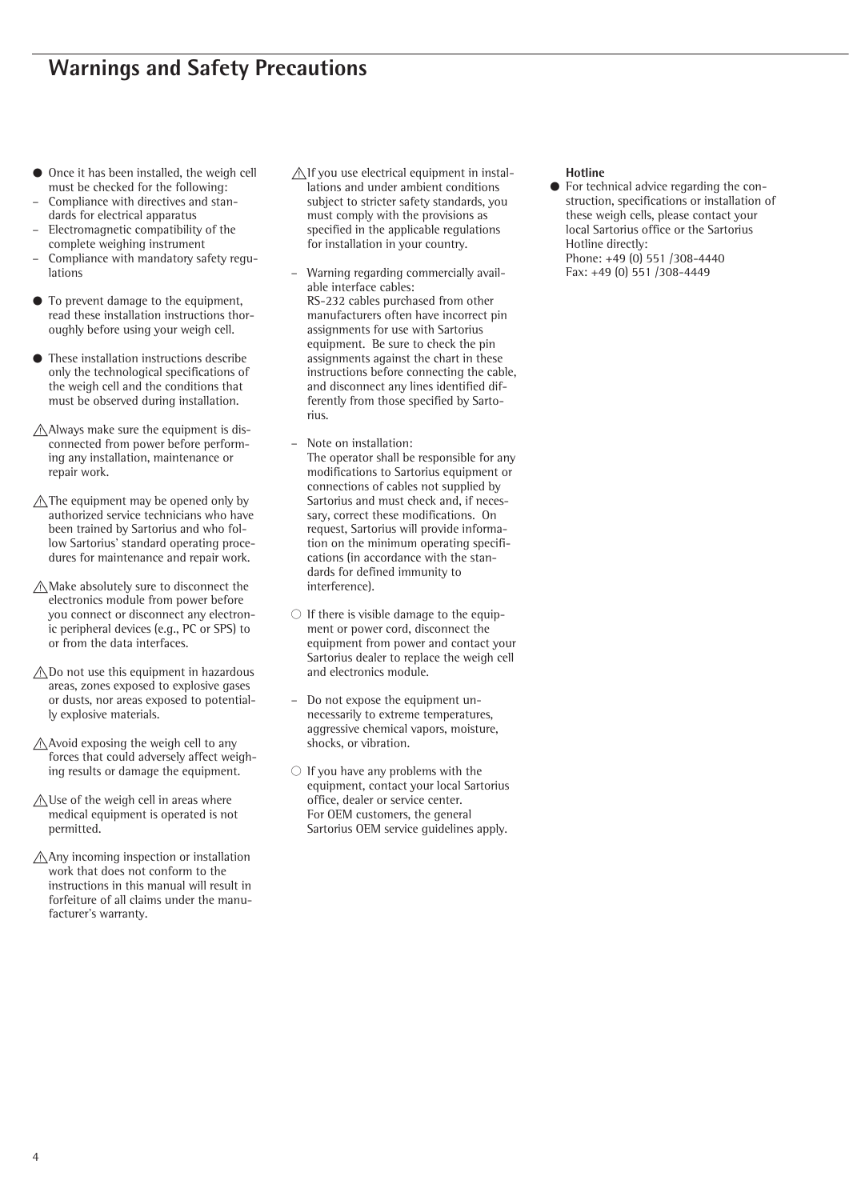# Warnings and Safety Precautions

- Once it has been installed, the weigh cell must be checked for the following:
  - Compliance with directives and standards for electrical apparatus
  - Electromagnetic compatibility of the complete weighing instrument
  - Compliance with mandatory safety regulations

- To prevent damage to the equipment, read these installation instructions thoroughly before using your weigh cell.

- These installation instructions describe only the technological specifications of the weigh cell and the conditions that must be observed during installation.

⚠ Always make sure the equipment is disconnected from power before performing any installation, maintenance or repair work.

⚠ The equipment may be opened only by authorized service technicians who have been trained by Sartorius and who follow Sartorius' standard operating procedures for maintenance and repair work.

⚠ Make absolutely sure to disconnect the electronics module from power before you connect or disconnect any electronic peripheral devices (e.g., PC or SPS) to or from the data interfaces.

⚠ Do not use this equipment in hazardous areas, zones exposed to explosive gases or dusts, nor areas exposed to potentially explosive materials.

⚠ Avoid exposing the weigh cell to any forces that could adversely affect weighing results or damage the equipment.

⚠ Use of the weigh cell in areas where medical equipment is operated is not permitted.

⚠ Any incoming inspection or installation work that does not conform to the instructions in this manual will result in forfeiture of all claims under the manufacturer's warranty.

⚠ If you use electrical equipment in installations and under ambient conditions subject to stricter safety standards, you must comply with the provisions as specified in the applicable regulations for installation in your country.

– Warning regarding commercially available interface cables:
  RS-232 cables purchased from other manufacturers often have incorrect pin assignments for use with Sartorius equipment. Be sure to check the pin assignments against the chart in these instructions before connecting the cable, and disconnect any lines identified differently from those specified by Sartorius.

– Note on installation:
  The operator shall be responsible for any modifications to Sartorius equipment or connections of cables not supplied by Sartorius and must check and, if necessary, correct these modifications. On request, Sartorius will provide information on the minimum operating specifications (in accordance with the standards for defined immunity to interference).

○ If there is visible damage to the equipment or power cord, disconnect the equipment from power and contact your Sartorius dealer to replace the weigh cell and electronics module.

– Do not expose the equipment unnecessarily to extreme temperatures, aggressive chemical vapors, moisture, shocks, or vibration.

○ If you have any problems with the equipment, contact your local Sartorius office, dealer or service center.
  For OEM customers, the general Sartorius OEM service guidelines apply.

**Hotline**

- For technical advice regarding the construction, specifications or installation of these weigh cells, please contact your local Sartorius office or the Sartorius Hotline directly:
  Phone: +49 (0) 551 /308-4440
  Fax: +49 (0) 551 /308-4449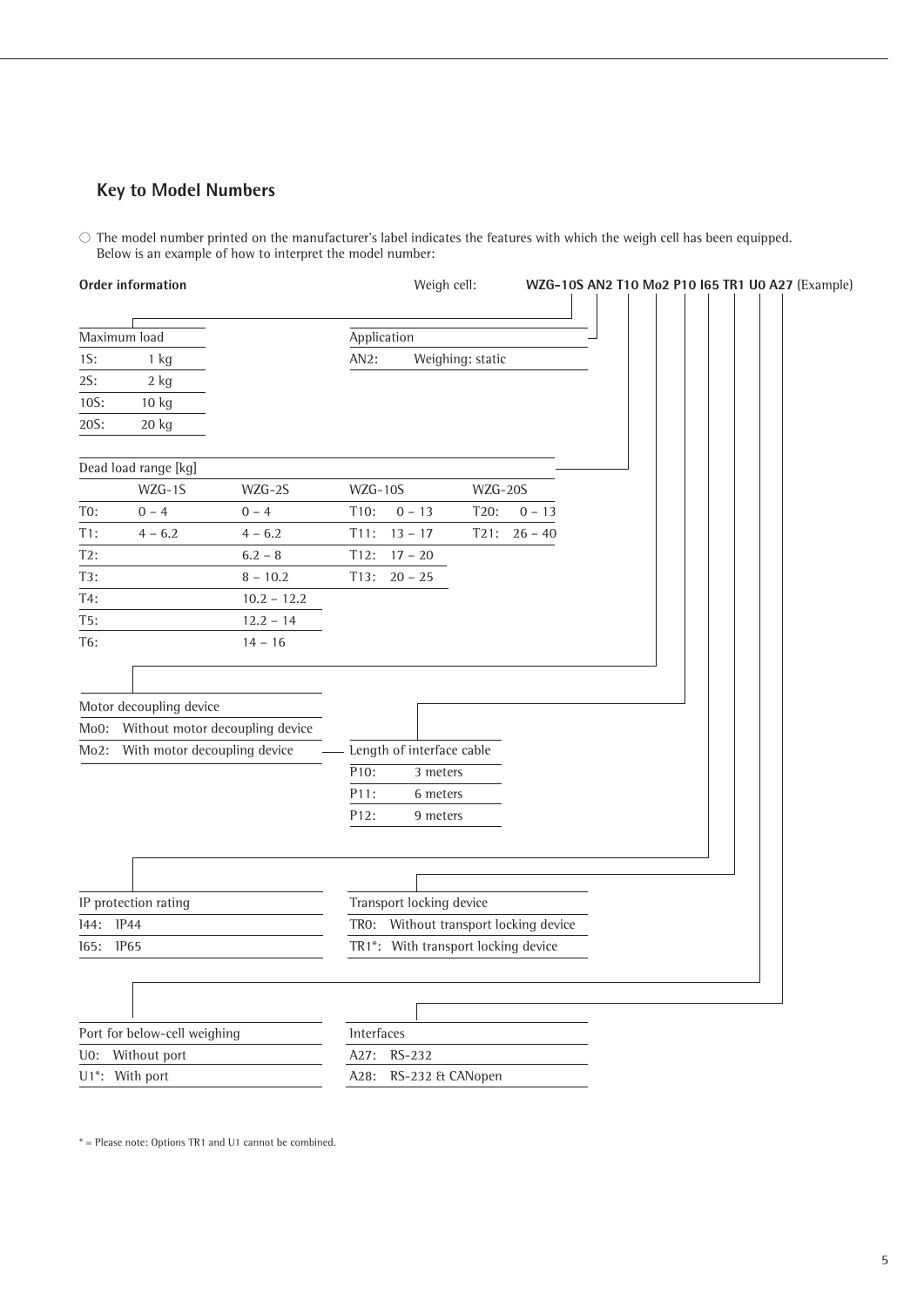## Key to Model Numbers

○ The model number printed on the manufacturer's label indicates the features with which the weigh cell has been equipped. Below is an example of how to interpret the model number:

**Order information** Weigh cell: **WZG-10S AN2 T10 Mo2 P10 I65 TR1 U0 A27** (Example)

| Maximum load | |
|---|---|
| 1S: | 1 kg |
| 2S: | 2 kg |
| 10S: | 10 kg |
| 20S: | 20 kg |

| Application | |
|---|---|
| AN2: | Weighing: static |

Dead load range [kg]

| | WZG-1S | WZG-2S | WZG-10S | | WZG-20S | |
|---|---|---|---|---|---|---|
| T0: | 0 – 4 | 0 – 4 | T10: | 0 – 13 | T20: | 0 – 13 |
| T1: | 4 – 6.2 | 4 – 6.2 | T11: | 13 – 17 | T21: | 26 – 40 |
| T2: | | 6.2 – 8 | T12: | 17 – 20 | | |
| T3: | | 8 – 10.2 | T13: | 20 – 25 | | |
| T4: | | 10.2 – 12.2 | | | | |
| T5: | | 12.2 – 14 | | | | |
| T6: | | 14 – 16 | | | | |

| Motor decoupling device | |
|---|---|
| Mo0: | Without motor decoupling device |
| Mo2: | With motor decoupling device |

| Length of interface cable | |
|---|---|
| P10: | 3 meters |
| P11: | 6 meters |
| P12: | 9 meters |

| IP protection rating | |
|---|---|
| I44: | IP44 |
| I65: | IP65 |

| Transport locking device | |
|---|---|
| TR0: | Without transport locking device |
| TR1*: | With transport locking device |

| Port for below-cell weighing | |
|---|---|
| U0: | Without port |
| U1*: | With port |

| Interfaces | |
|---|---|
| A27: | RS-232 |
| A28: | RS-232 & CANopen |

* = Please note: Options TR1 and U1 cannot be combined.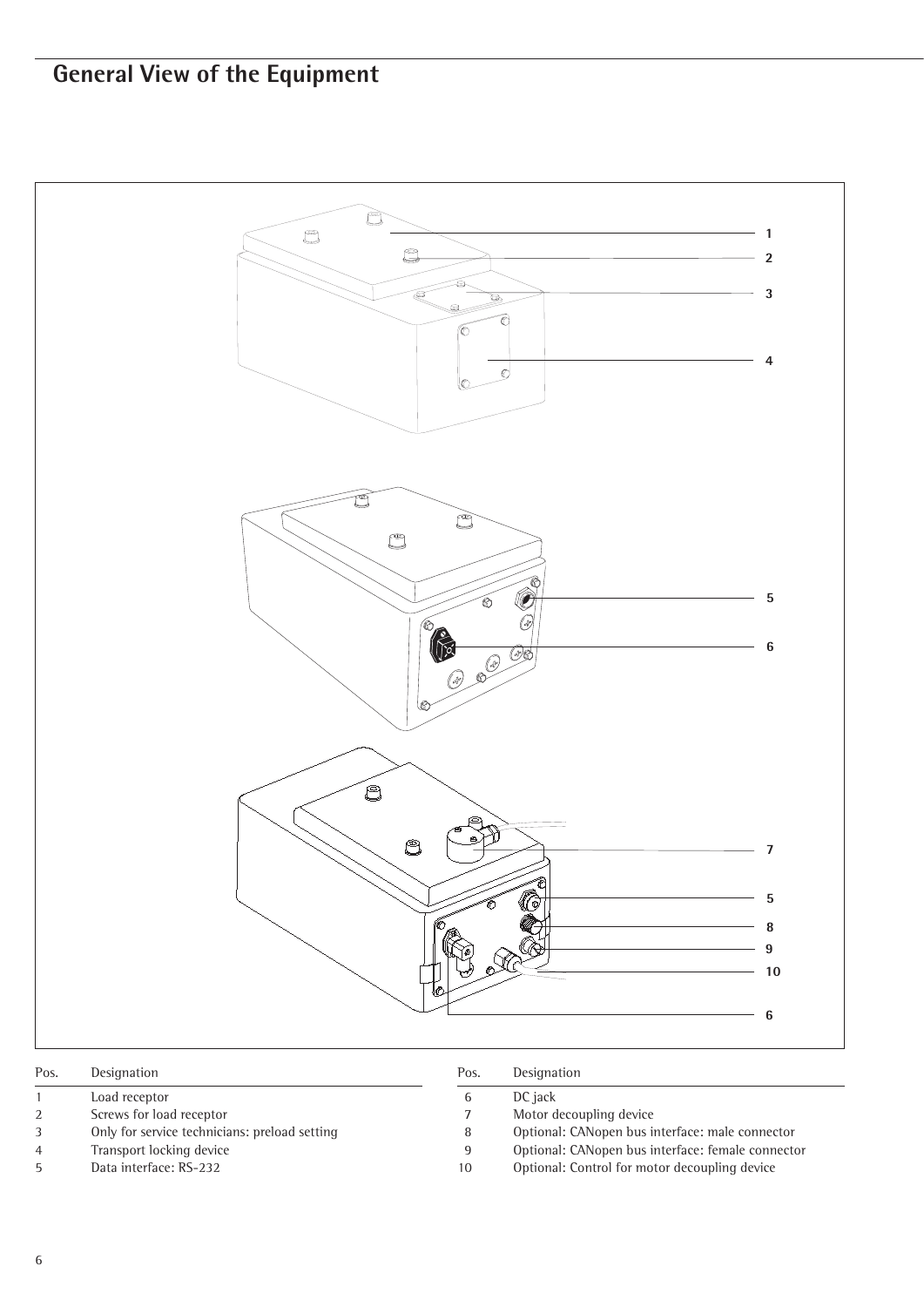# General View of the Equipment

| Pos. | Designation |
|---|---|
| 1 | Load receptor |
| 2 | Screws for load receptor |
| 3 | Only for service technicians: preload setting |
| 4 | Transport locking device |
| 5 | Data interface: RS-232 |
| 6 | DC jack |
| 7 | Motor decoupling device |
| 8 | Optional: CANopen bus interface: male connector |
| 9 | Optional: CANopen bus interface: female connector |
| 10 | Optional: Control for motor decoupling device |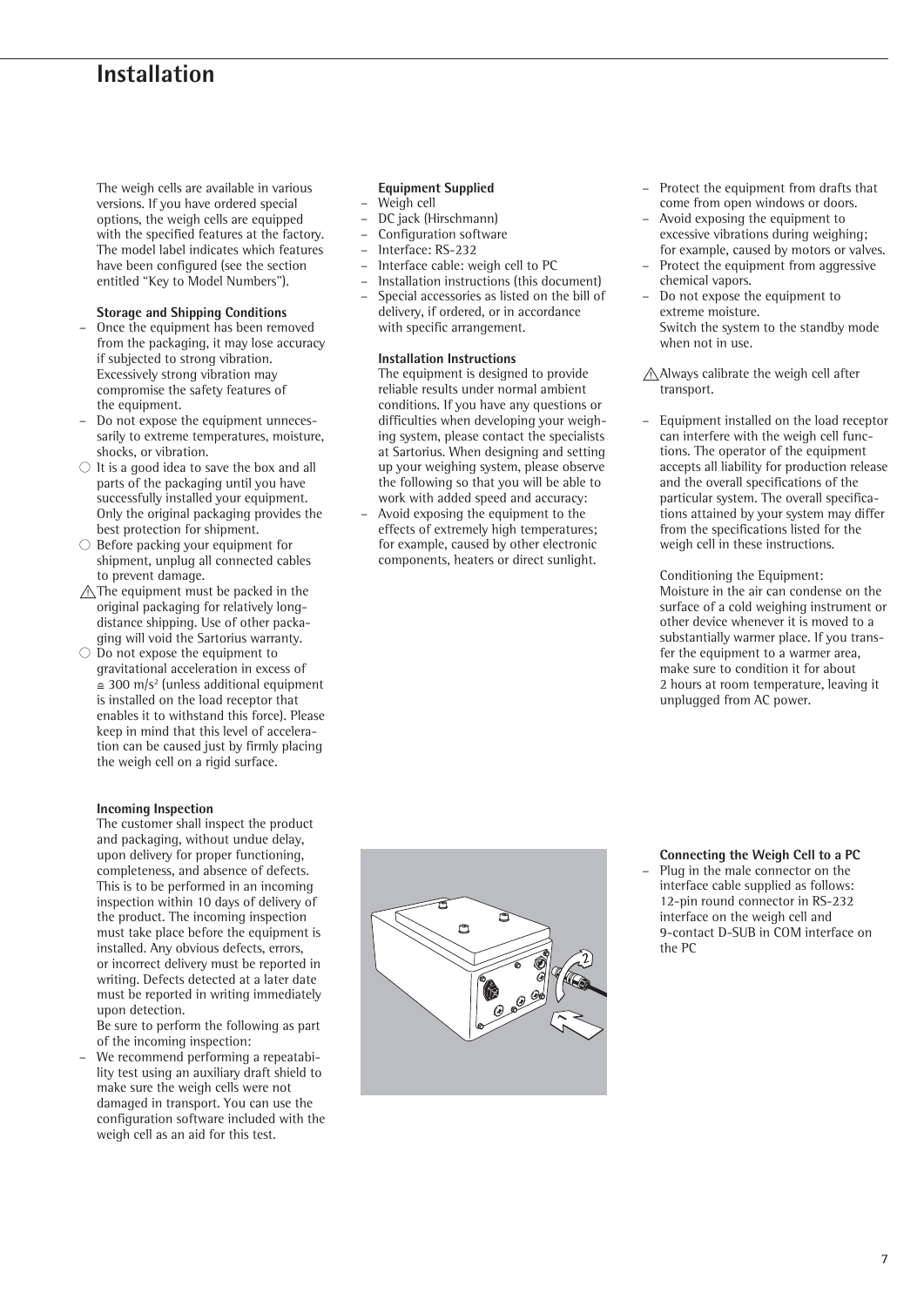# Installation

The weigh cells are available in various versions. If you have ordered special options, the weigh cells are equipped with the specified features at the factory. The model label indicates which features have been configured (see the section entitled "Key to Model Numbers").

**Storage and Shipping Conditions**

- Once the equipment has been removed from the packaging, it may lose accuracy if subjected to strong vibration. Excessively strong vibration may compromise the safety features of the equipment.
- Do not expose the equipment unnecessarily to extreme temperatures, moisture, shocks, or vibration.

○ It is a good idea to save the box and all parts of the packaging until you have successfully installed your equipment. Only the original packaging provides the best protection for shipment.

○ Before packing your equipment for shipment, unplug all connected cables to prevent damage.

⚠ The equipment must be packed in the original packaging for relatively long-distance shipping. Use of other packaging will void the Sartorius warranty.

○ Do not expose the equipment to gravitational acceleration in excess of ≙ 300 m/s² (unless additional equipment is installed on the load receptor that enables it to withstand this force). Please keep in mind that this level of acceleration can be caused just by firmly placing the weigh cell on a rigid surface.

**Incoming Inspection**

The customer shall inspect the product and packaging, without undue delay, upon delivery for proper functioning, completeness, and absence of defects. This is to be performed in an incoming inspection within 10 days of delivery of the product. The incoming inspection must take place before the equipment is installed. Any obvious defects, errors, or incorrect delivery must be reported in writing. Defects detected at a later date must be reported in writing immediately upon detection.

Be sure to perform the following as part of the incoming inspection:

- We recommend performing a repeatability test using an auxiliary draft shield to make sure the weigh cells were not damaged in transport. You can use the configuration software included with the weigh cell as an aid for this test.

**Equipment Supplied**

- Weigh cell
- DC jack (Hirschmann)
- Configuration software
- Interface: RS-232
- Interface cable: weigh cell to PC
- Installation instructions (this document)
- Special accessories as listed on the bill of delivery, if ordered, or in accordance with specific arrangement.

**Installation Instructions**

The equipment is designed to provide reliable results under normal ambient conditions. If you have any questions or difficulties when developing your weighing system, please contact the specialists at Sartorius. When designing and setting up your weighing system, please observe the following so that you will be able to work with added speed and accuracy:

- Avoid exposing the equipment to the effects of extremely high temperatures; for example, caused by other electronic components, heaters or direct sunlight.
- Protect the equipment from drafts that come from open windows or doors.
- Avoid exposing the equipment to excessive vibrations during weighing; for example, caused by motors or valves.
- Protect the equipment from aggressive chemical vapors.
- Do not expose the equipment to extreme moisture.
  Switch the system to the standby mode when not in use.

⚠ Always calibrate the weigh cell after transport.

- Equipment installed on the load receptor can interfere with the weigh cell functions. The operator of the equipment accepts all liability for production release and the overall specifications of the particular system. The overall specifications attained by your system may differ from the specifications listed for the weigh cell in these instructions.

  Conditioning the Equipment:
  Moisture in the air can condense on the surface of a cold weighing instrument or other device whenever it is moved to a substantially warmer place. If you transfer the equipment to a warmer area, make sure to condition it for about 2 hours at room temperature, leaving it unplugged from AC power.

**Connecting the Weigh Cell to a PC**

- Plug in the male connector on the interface cable supplied as follows:
  12-pin round connector in RS-232 interface on the weigh cell and
  9-contact D-SUB in COM interface on the PC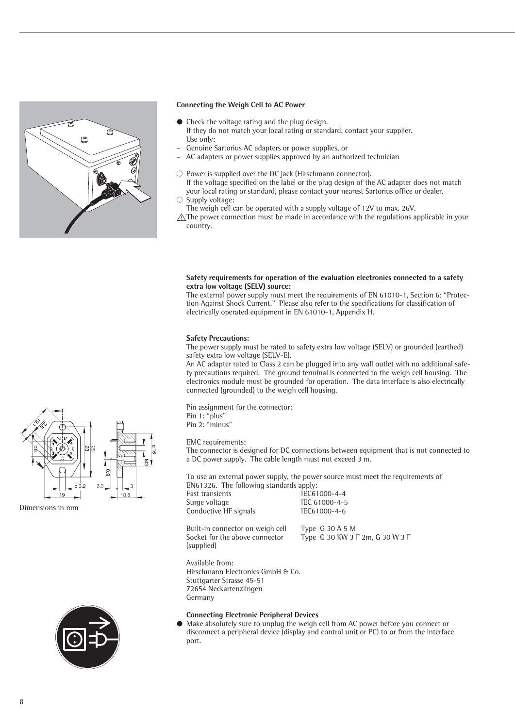## Connecting the Weigh Cell to AC Power

- ● Check the voltage rating and the plug design.
  If they do not match your local rating or standard, contact your supplier.
  Use only:
  - Genuine Sartorius AC adapters or power supplies, or
  - AC adapters or power supplies approved by an authorized technician

- ○ Power is supplied over the DC jack (Hirschmann connector).
  If the voltage specified on the label or the plug design of the AC adapter does not match your local rating or standard, please contact your nearest Sartorius office or dealer.
- ○ Supply voltage:
  The weigh cell can be operated with a supply voltage of 12V to max. 26V.
- ⚠ The power connection must be made in accordance with the regulations applicable in your country.

**Safety requirements for operation of the evaluation electronics connected to a safety extra low voltage (SELV) source:**
The external power supply must meet the requirements of EN 61010-1, Section 6: "Protection Against Shock Current." Please also refer to the specifications for classification of electrically operated equipment in EN 61010-1, Appendix H.

**Safety Precautions:**
The power supply must be rated to safety extra low voltage (SELV) or grounded (earthed) safety extra low voltage (SELV-E).
An AC adapter rated to Class 2 can be plugged into any wall outlet with no additional safety precautions required. The ground terminal is connected to the weigh cell housing. The electronics module must be grounded for operation. The data interface is also electrically connected (grounded) to the weigh cell housing.

Pin assignment for the connector:
Pin 1: "plus"
Pin 2: "minus"

EMC requirements:
The connector is designed for DC connections between equipment that is not connected to a DC power supply. The cable length must not exceed 3 m.

To use an external power supply, the power source must meet the requirements of EN61326. The following standards apply:

| | |
|---|---|
| Fast transients | IEC61000-4-4 |
| Surge voltage | IEC 61000-4-5 |
| Conductive HF signals | IEC61000-4-6 |

| | |
|---|---|
| Built-in connector on weigh cell | Type G 30 A 5 M |
| Socket for the above connector (supplied) | Type G 30 KW 3 F 2m, G 30 W 3 F |

Dimensions in mm

Available from:
Hirschmann Electronics GmbH & Co.
Stuttgarter Strasse 45-51
72654 Neckartenzlingen
Germany

**Connecting Electronic Peripheral Devices**

- ● Make absolutely sure to unplug the weigh cell from AC power before you connect or disconnect a peripheral device (display and control unit or PC) to or from the interface port.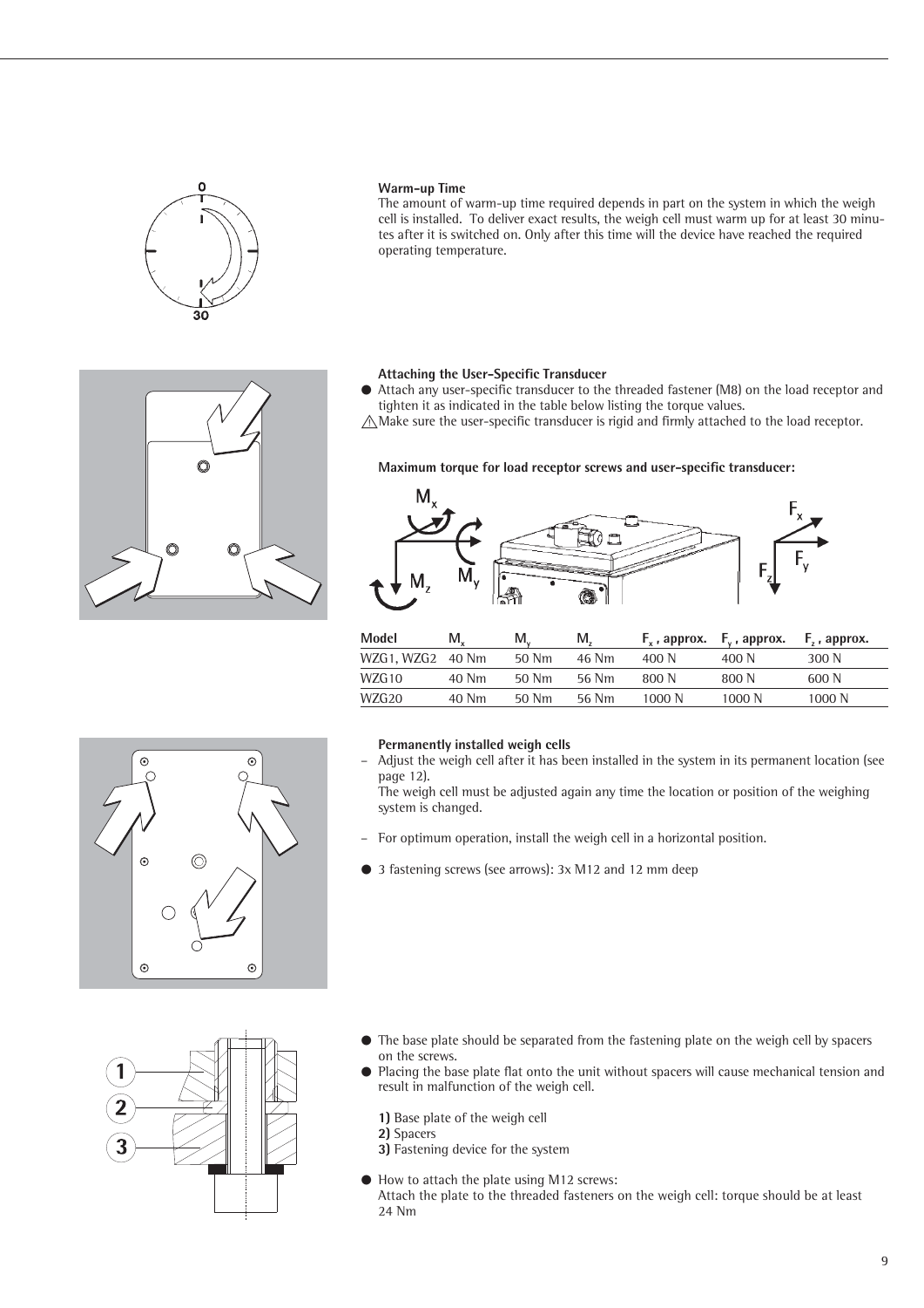**Warm-up Time**

The amount of warm-up time required depends in part on the system in which the weigh cell is installed. To deliver exact results, the weigh cell must warm up for at least 30 minutes after it is switched on. Only after this time will the device have reached the required operating temperature.

**Attaching the User-Specific Transducer**

- Attach any user-specific transducer to the threaded fastener (M8) on the load receptor and tighten it as indicated in the table below listing the torque values.

⚠ Make sure the user-specific transducer is rigid and firmly attached to the load receptor.

**Maximum torque for load receptor screws and user-specific transducer:**

| Model | $M_x$ | $M_y$ | $M_z$ | $F_x$, approx. | $F_y$, approx. | $F_z$, approx. |
|---|---|---|---|---|---|---|
| WZG1, WZG2 | 40 Nm | 50 Nm | 46 Nm | 400 N | 400 N | 300 N |
| WZG10 | 40 Nm | 50 Nm | 56 Nm | 800 N | 800 N | 600 N |
| WZG20 | 40 Nm | 50 Nm | 56 Nm | 1000 N | 1000 N | 1000 N |

**Permanently installed weigh cells**

- Adjust the weigh cell after it has been installed in the system in its permanent location (see page 12).
  The weigh cell must be adjusted again any time the location or position of the weighing system is changed.
- For optimum operation, install the weigh cell in a horizontal position.

- 3 fastening screws (see arrows): 3x M12 and 12 mm deep

- The base plate should be separated from the fastening plate on the weigh cell by spacers on the screws.
- Placing the base plate flat onto the unit without spacers will cause mechanical tension and result in malfunction of the weigh cell.

  **1)** Base plate of the weigh cell
  **2)** Spacers
  **3)** Fastening device for the system

- How to attach the plate using M12 screws:
  Attach the plate to the threaded fasteners on the weigh cell: torque should be at least 24 Nm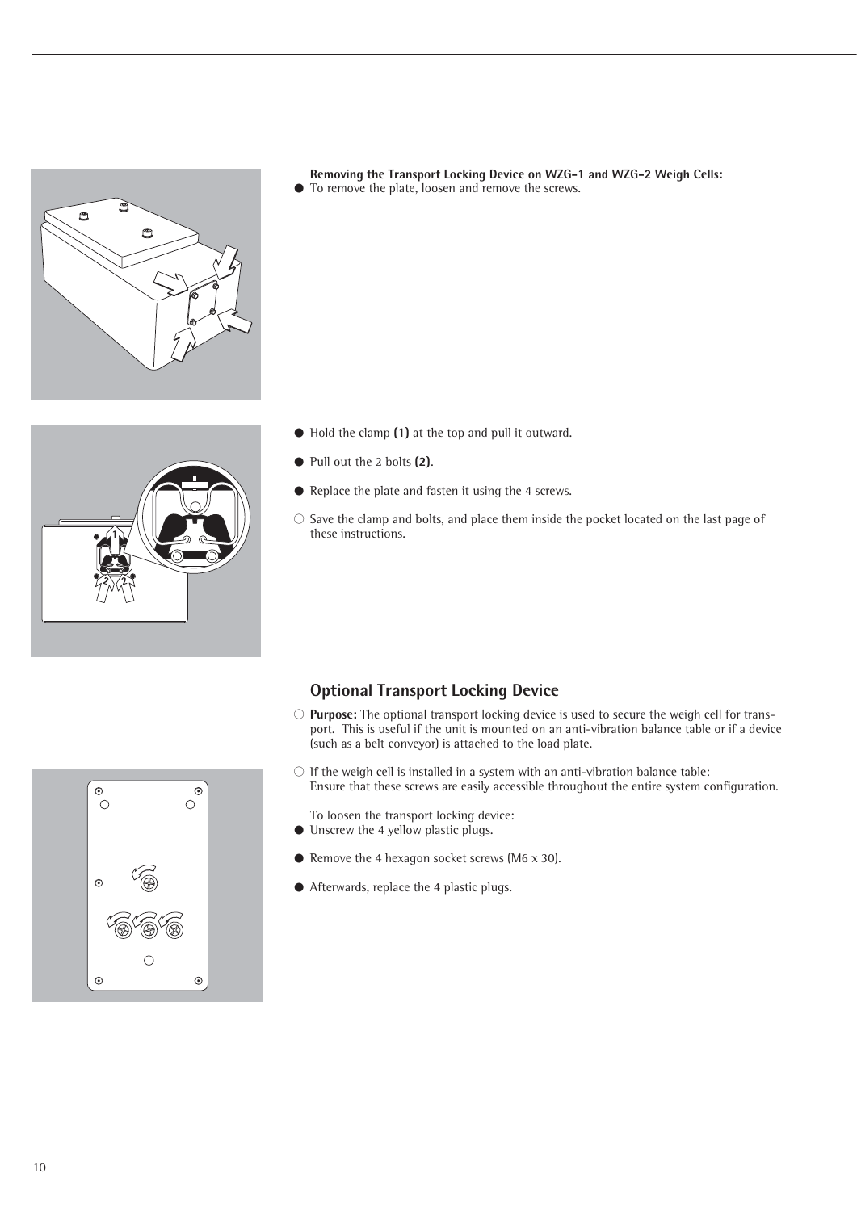**Removing the Transport Locking Device on WZG-1 and WZG-2 Weigh Cells:**

- To remove the plate, loosen and remove the screws.

- Hold the clamp **(1)** at the top and pull it outward.
- Pull out the 2 bolts **(2)**.
- Replace the plate and fasten it using the 4 screws.
- Save the clamp and bolts, and place them inside the pocket located on the last page of these instructions.

## Optional Transport Locking Device

- **Purpose:** The optional transport locking device is used to secure the weigh cell for transport. This is useful if the unit is mounted on an anti-vibration balance table or if a device (such as a belt conveyor) is attached to the load plate.
- If the weigh cell is installed in a system with an anti-vibration balance table: Ensure that these screws are easily accessible throughout the entire system configuration.

To loosen the transport locking device:

- Unscrew the 4 yellow plastic plugs.
- Remove the 4 hexagon socket screws (M6 x 30).
- Afterwards, replace the 4 plastic plugs.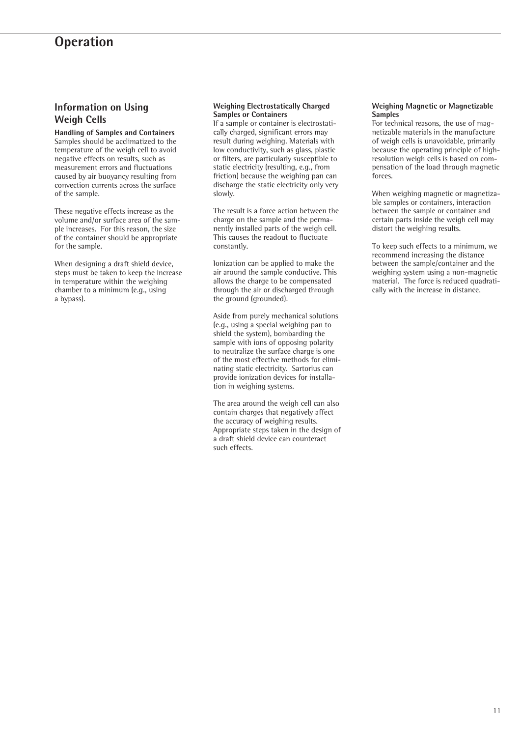# Operation

## Information on Using Weigh Cells

**Handling of Samples and Containers**
Samples should be acclimatized to the temperature of the weigh cell to avoid negative effects on results, such as measurement errors and fluctuations caused by air buoyancy resulting from convection currents across the surface of the sample.

These negative effects increase as the volume and/or surface area of the sample increases. For this reason, the size of the container should be appropriate for the sample.

When designing a draft shield device, steps must be taken to keep the increase in temperature within the weighing chamber to a minimum (e.g., using a bypass).

**Weighing Electrostatically Charged Samples or Containers**
If a sample or container is electrostatically charged, significant errors may result during weighing. Materials with low conductivity, such as glass, plastic or filters, are particularly susceptible to static electricity (resulting, e.g., from friction) because the weighing pan can discharge the static electricity only very slowly.

The result is a force action between the charge on the sample and the permanently installed parts of the weigh cell. This causes the readout to fluctuate constantly.

Ionization can be applied to make the air around the sample conductive. This allows the charge to be compensated through the air or discharged through the ground (grounded).

Aside from purely mechanical solutions (e.g., using a special weighing pan to shield the system), bombarding the sample with ions of opposing polarity to neutralize the surface charge is one of the most effective methods for eliminating static electricity. Sartorius can provide ionization devices for installation in weighing systems.

The area around the weigh cell can also contain charges that negatively affect the accuracy of weighing results. Appropriate steps taken in the design of a draft shield device can counteract such effects.

**Weighing Magnetic or Magnetizable Samples**
For technical reasons, the use of magnetizable materials in the manufacture of weigh cells is unavoidable, primarily because the operating principle of high-resolution weigh cells is based on compensation of the load through magnetic forces.

When weighing magnetic or magnetizable samples or containers, interaction between the sample or container and certain parts inside the weigh cell may distort the weighing results.

To keep such effects to a minimum, we recommend increasing the distance between the sample/container and the weighing system using a non-magnetic material. The force is reduced quadratically with the increase in distance.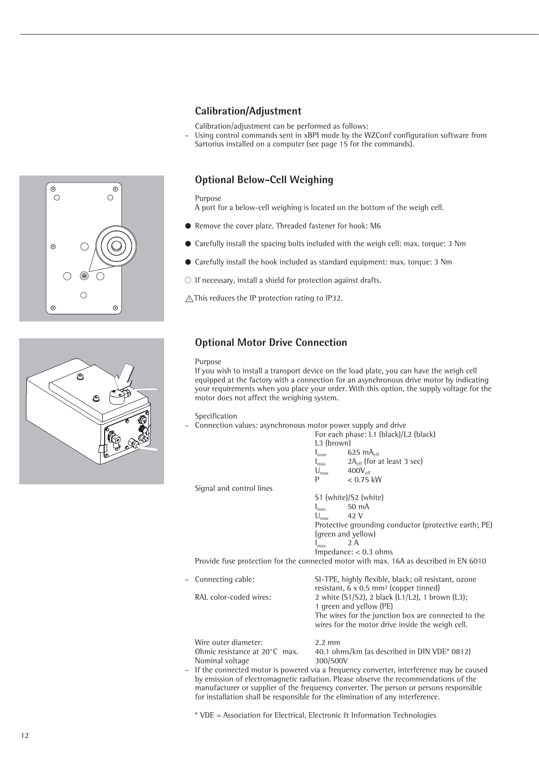## Calibration/Adjustment

Calibration/adjustment can be performed as follows:

– Using control commands sent in xBPI mode by the WZConf configuration software from Sartorius installed on a computer (see page 15 for the commands).

## Optional Below-Cell Weighing

Purpose
A port for a below-cell weighing is located on the bottom of the weigh cell.

- Remove the cover plate. Threaded fastener for hook: M6
- Carefully install the spacing bolts included with the weigh cell: max. torque: 3 Nm
- Carefully install the hook included as standard equipment: max. torque: 3 Nm

○ If necessary, install a shield for protection against drafts.

⚠ This reduces the IP protection rating to IP32.

## Optional Motor Drive Connection

Purpose
If you wish to install a transport device on the load plate, you can have the weigh cell equipped at the factory with a connection for an asynchronous drive motor by indicating your requirements when you place your order. With this option, the supply voltage for the motor does not affect the weighing system.

Specification

– Connection values: asynchronous motor power supply and drive
  For each phase: L1 (black)/L2 (black)
  L3 (brown)
  $I_{nom}$ 625 $mA_{eff}$
  $I_{max}$ $2A_{eff}$ (for at least 3 sec)
  $U_{max}$ $400V_{eff}$
  P < 0.75 kW

  Signal and control lines
  S1 (white)/S2 (white)
  $I_{max}$ 50 mA
  $U_{max}$ 42 V
  Protective grounding conductor (protective earth; PE) (green and yellow)
  $I_{max}$ 2 A
  Impedance: < 0.3 ohms

  Provide fuse protection for the connected motor with max. 16A as described in EN 6010

– Connecting cable: SI-TPE, highly flexible, black; oil resistant, ozone resistant, 6 x 0.5 mm² (copper tinned)
  RAL color-coded wires: 2 white (S1/S2), 2 black (L1/L2), 1 brown (L3); 1 green and yellow (PE)
  The wires for the junction box are connected to the wires for the motor drive inside the weigh cell.

  Wire outer diameter: 2.2 mm
  Ohmic resistance at 20°C max. 40.1 ohms/km (as described in DIN VDE* 0812)
  Nominal voltage 300/500V

– If the connected motor is powered via a frequency converter, interference may be caused by emission of electromagnetic radiation. Please observe the recommendations of the manufacturer or supplier of the frequency converter. The person or persons responsible for installation shall be responsible for the elimination of any interference.

\* VDE = Association for Electrical, Electronic & Information Technologies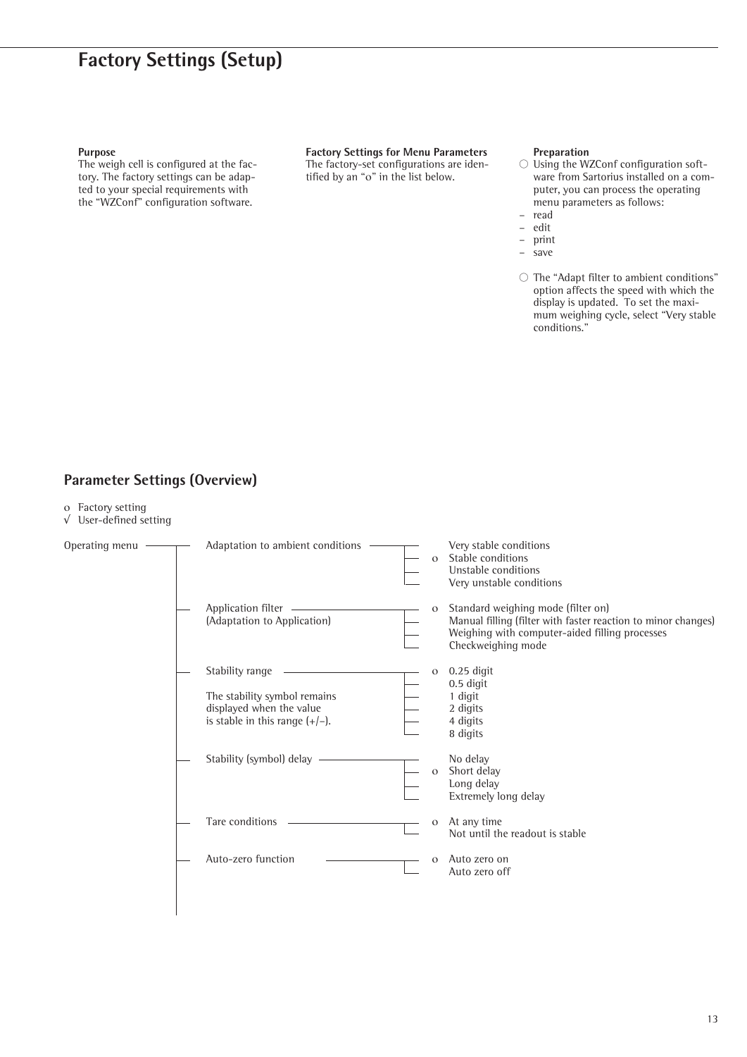# Factory Settings (Setup)

**Purpose**
The weigh cell is configured at the factory. The factory settings can be adapted to your special requirements with the "WZConf" configuration software.

**Factory Settings for Menu Parameters**
The factory-set configurations are identified by an "o" in the list below.

**Preparation**

- ○ Using the WZConf configuration software from Sartorius installed on a computer, you can process the operating menu parameters as follows:
  - read
  - edit
  - print
  - save
- ○ The "Adapt filter to ambient conditions" option affects the speed with which the display is updated. To set the maximum weighing cycle, select "Very stable conditions."

## Parameter Settings (Overview)

o Factory setting
√ User-defined setting

Operating menu

- Adaptation to ambient conditions
  - Very stable conditions
  - o Stable conditions
  - Unstable conditions
  - Very unstable conditions
- Application filter (Adaptation to Application)
  - o Standard weighing mode (filter on)
  - Manual filling (filter with faster reaction to minor changes)
  - Weighing with computer-aided filling processes
  - Checkweighing mode
- Stability range

  The stability symbol remains displayed when the value is stable in this range (+/–).
  - o 0.25 digit
  - 0.5 digit
  - 1 digit
  - 2 digits
  - 4 digits
  - 8 digits
- Stability (symbol) delay
  - No delay
  - o Short delay
  - Long delay
  - Extremely long delay
- Tare conditions
  - o At any time
  - Not until the readout is stable
- Auto-zero function
  - o Auto zero on
  - Auto zero off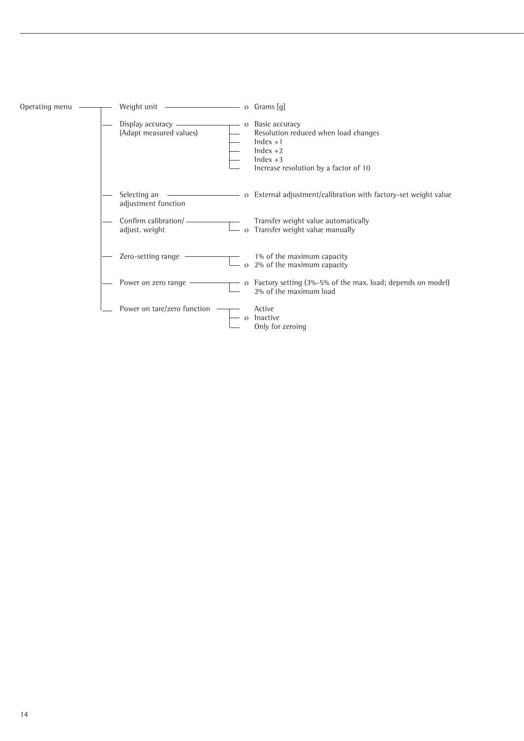Operating menu

- Weight unit
  - o Grams [g]
- Display accuracy (Adapt measured values)
  - o Basic accuracy
  - Resolution reduced when load changes
  - Index +1
  - Index +2
  - Index +3
  - Increase resolution by a factor of 10
- Selecting an adjustment function
  - o External adjustment/calibration with factory-set weight value
- Confirm calibration/ adjust. weight
  - Transfer weight value automatically
  - o Transfer weight value manually
- Zero-setting range
  - 1% of the maximum capacity
  - o 2% of the maximum capacity
- Power on zero range
  - o Factory setting (3%-5% of the max. load; depends on model)
  - 2% of the maximum load
- Power on tare/zero function
  - Active
  - o Inactive
  - Only for zeroing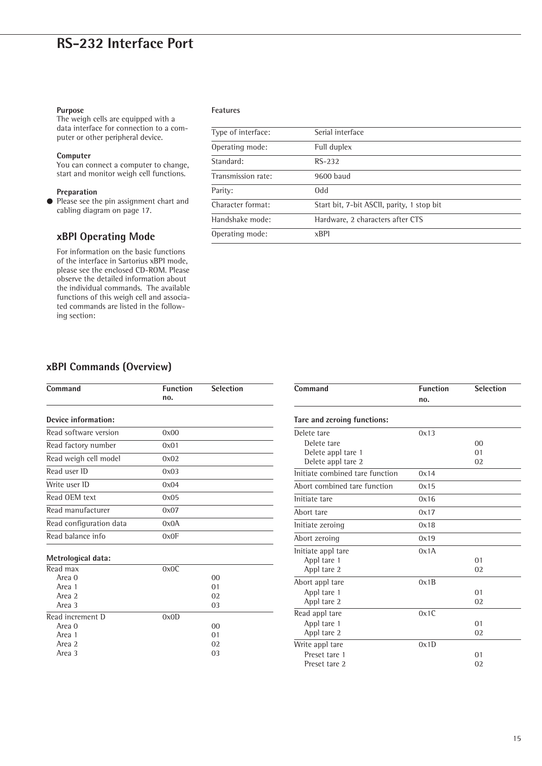# RS-232 Interface Port

**Purpose**
The weigh cells are equipped with a data interface for connection to a computer or other peripheral device.

**Computer**
You can connect a computer to change, start and monitor weigh cell functions.

**Preparation**

- Please see the pin assignment chart and cabling diagram on page 17.

## xBPI Operating Mode

For information on the basic functions of the interface in Sartorius xBPI mode, please see the enclosed CD-ROM. Please observe the detailed information about the individual commands. The available functions of this weigh cell and associated commands are listed in the following section:

**Features**

| | |
|---|---|
| Type of interface: | Serial interface |
| Operating mode: | Full duplex |
| Standard: | RS-232 |
| Transmission rate: | 9600 baud |
| Parity: | Odd |
| Character format: | Start bit, 7-bit ASCII, parity, 1 stop bit |
| Handshake mode: | Hardware, 2 characters after CTS |
| Operating mode: | xBPI |

## xBPI Commands (Overview)

| Command | Function no. | Selection |
|---|---|---|
| **Device information:** | | |
| Read software version | 0x00 | |
| Read factory number | 0x01 | |
| Read weigh cell model | 0x02 | |
| Read user ID | 0x03 | |
| Write user ID | 0x04 | |
| Read OEM text | 0x05 | |
| Read manufacturer | 0x07 | |
| Read configuration data | 0x0A | |
| Read balance info | 0x0F | |
| **Metrological data:** | | |
| Read max | 0x0C | |
| Area 0 | | 00 |
| Area 1 | | 01 |
| Area 2 | | 02 |
| Area 3 | | 03 |
| Read increment D | 0x0D | |
| Area 0 | | 00 |
| Area 1 | | 01 |
| Area 2 | | 02 |
| Area 3 | | 03 |

| Command | Function no. | Selection |
|---|---|---|
| **Tare and zeroing functions:** | | |
| Delete tare | 0x13 | |
| Delete tare | | 00 |
| Delete appl tare 1 | | 01 |
| Delete appl tare 2 | | 02 |
| Initiate combined tare function | 0x14 | |
| Abort combined tare function | 0x15 | |
| Initiate tare | 0x16 | |
| Abort tare | 0x17 | |
| Initiate zeroing | 0x18 | |
| Abort zeroing | 0x19 | |
| Initiate appl tare | 0x1A | |
| Appl tare 1 | | 01 |
| Appl tare 2 | | 02 |
| Abort appl tare | 0x1B | |
| Appl tare 1 | | 01 |
| Appl tare 2 | | 02 |
| Read appl tare | 0x1C | |
| Appl tare 1 | | 01 |
| Appl tare 2 | | 02 |
| Write appl tare | 0x1D | |
| Preset tare 1 | | 01 |
| Preset tare 2 | | 02 |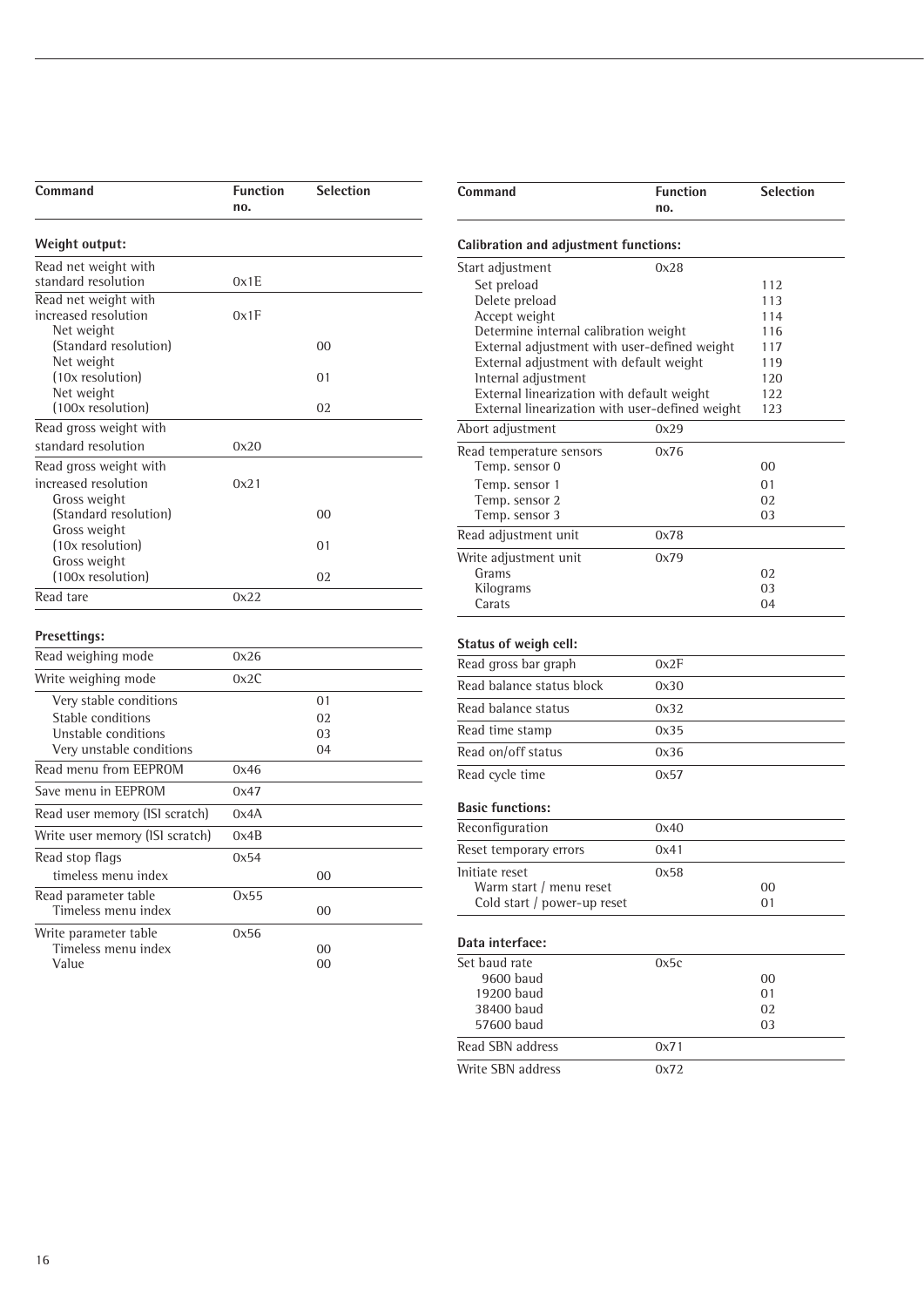| Command | Function no. | Selection |
|---|---|---|
| **Weight output:** | | |
| Read net weight with standard resolution | 0x1E | |
| Read net weight with increased resolution | 0x1F | |
| Net weight (Standard resolution) | | 00 |
| Net weight (10x resolution) | | 01 |
| Net weight (100x resolution) | | 02 |
| Read gross weight with standard resolution | 0x20 | |
| Read gross weight with increased resolution | 0x21 | |
| Gross weight (Standard resolution) | | 00 |
| Gross weight (10x resolution) | | 01 |
| Gross weight (100x resolution) | | 02 |
| Read tare | 0x22 | |
| **Presettings:** | | |
| Read weighing mode | 0x26 | |
| Write weighing mode | 0x2C | |
| Very stable conditions | | 01 |
| Stable conditions | | 02 |
| Unstable conditions | | 03 |
| Very unstable conditions | | 04 |
| Read menu from EEPROM | 0x46 | |
| Save menu in EEPROM | 0x47 | |
| Read user memory (ISI scratch) | 0x4A | |
| Write user memory (ISI scratch) | 0x4B | |
| Read stop flags | 0x54 | |
| timeless menu index | | 00 |
| Read parameter table | 0x55 | |
| Timeless menu index | | 00 |
| Write parameter table | 0x56 | |
| Timeless menu index | | 00 |
| Value | | 00 |

| Command | Function no. | Selection |
|---|---|---|
| **Calibration and adjustment functions:** | | |
| Start adjustment | 0x28 | |
| Set preload | | 112 |
| Delete preload | | 113 |
| Accept weight | | 114 |
| Determine internal calibration weight | | 116 |
| External adjustment with user-defined weight | | 117 |
| External adjustment with default weight | | 119 |
| Internal adjustment | | 120 |
| External linearization with default weight | | 122 |
| External linearization with user-defined weight | | 123 |
| Abort adjustment | 0x29 | |
| Read temperature sensors | 0x76 | |
| Temp. sensor 0 | | 00 |
| Temp. sensor 1 | | 01 |
| Temp. sensor 2 | | 02 |
| Temp. sensor 3 | | 03 |
| Read adjustment unit | 0x78 | |
| Write adjustment unit | 0x79 | |
| Grams | | 02 |
| Kilograms | | 03 |
| Carats | | 04 |
| **Status of weigh cell:** | | |
| Read gross bar graph | 0x2F | |
| Read balance status block | 0x30 | |
| Read balance status | 0x32 | |
| Read time stamp | 0x35 | |
| Read on/off status | 0x36 | |
| Read cycle time | 0x57 | |
| **Basic functions:** | | |
| Reconfiguration | 0x40 | |
| Reset temporary errors | 0x41 | |
| Initiate reset | 0x58 | |
| Warm start / menu reset | | 00 |
| Cold start / power-up reset | | 01 |
| **Data interface:** | | |
| Set baud rate | 0x5c | |
| 9600 baud | | 00 |
| 19200 baud | | 01 |
| 38400 baud | | 02 |
| 57600 baud | | 03 |
| Read SBN address | 0x71 | |
| Write SBN address | 0x72 | |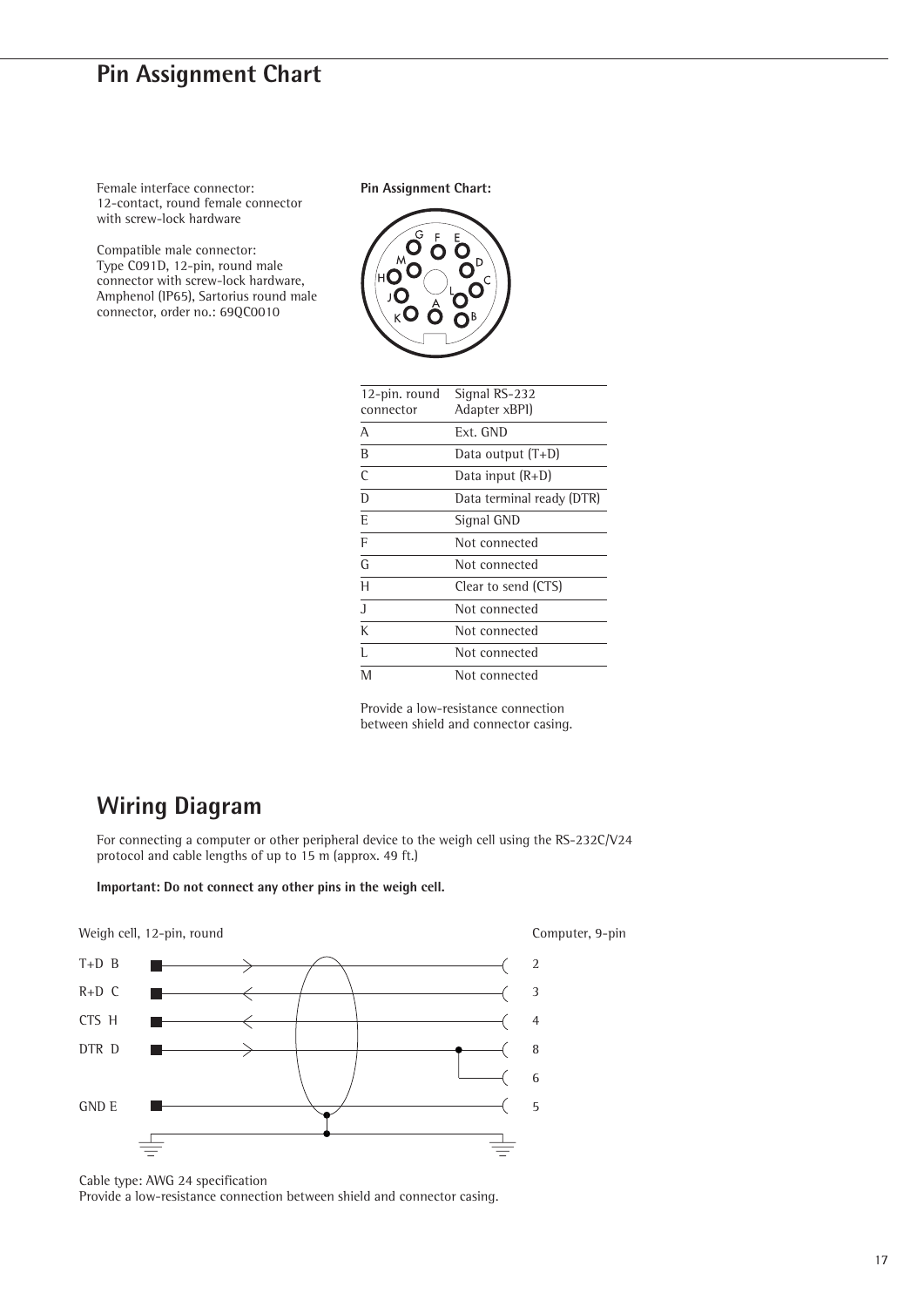# Pin Assignment Chart

Female interface connector:
12-contact, round female connector with screw-lock hardware

Compatible male connector:
Type C091D, 12-pin, round male connector with screw-lock hardware, Amphenol (IP65), Sartorius round male connector, order no.: 69QC0010

**Pin Assignment Chart:**

| 12-pin. round connector | Signal RS-232 Adapter xBPI) |
|---|---|
| A | Ext. GND |
| B | Data output (T+D) |
| C | Data input (R+D) |
| D | Data terminal ready (DTR) |
| E | Signal GND |
| F | Not connected |
| G | Not connected |
| H | Clear to send (CTS) |
| J | Not connected |
| K | Not connected |
| L | Not connected |
| M | Not connected |

Provide a low-resistance connection between shield and connector casing.

# Wiring Diagram

For connecting a computer or other peripheral device to the weigh cell using the RS-232C/V24 protocol and cable lengths of up to 15 m (approx. 49 ft.)

**Important: Do not connect any other pins in the weigh cell.**

| Weigh cell, 12-pin, round | Computer, 9-pin |
|---|---|
| T+D B | 2 |
| R+D C | 3 |
| CTS H | 4 |
| DTR D | 8, 6 |
| GND E | 5 |

Cable type: AWG 24 specification
Provide a low-resistance connection between shield and connector casing.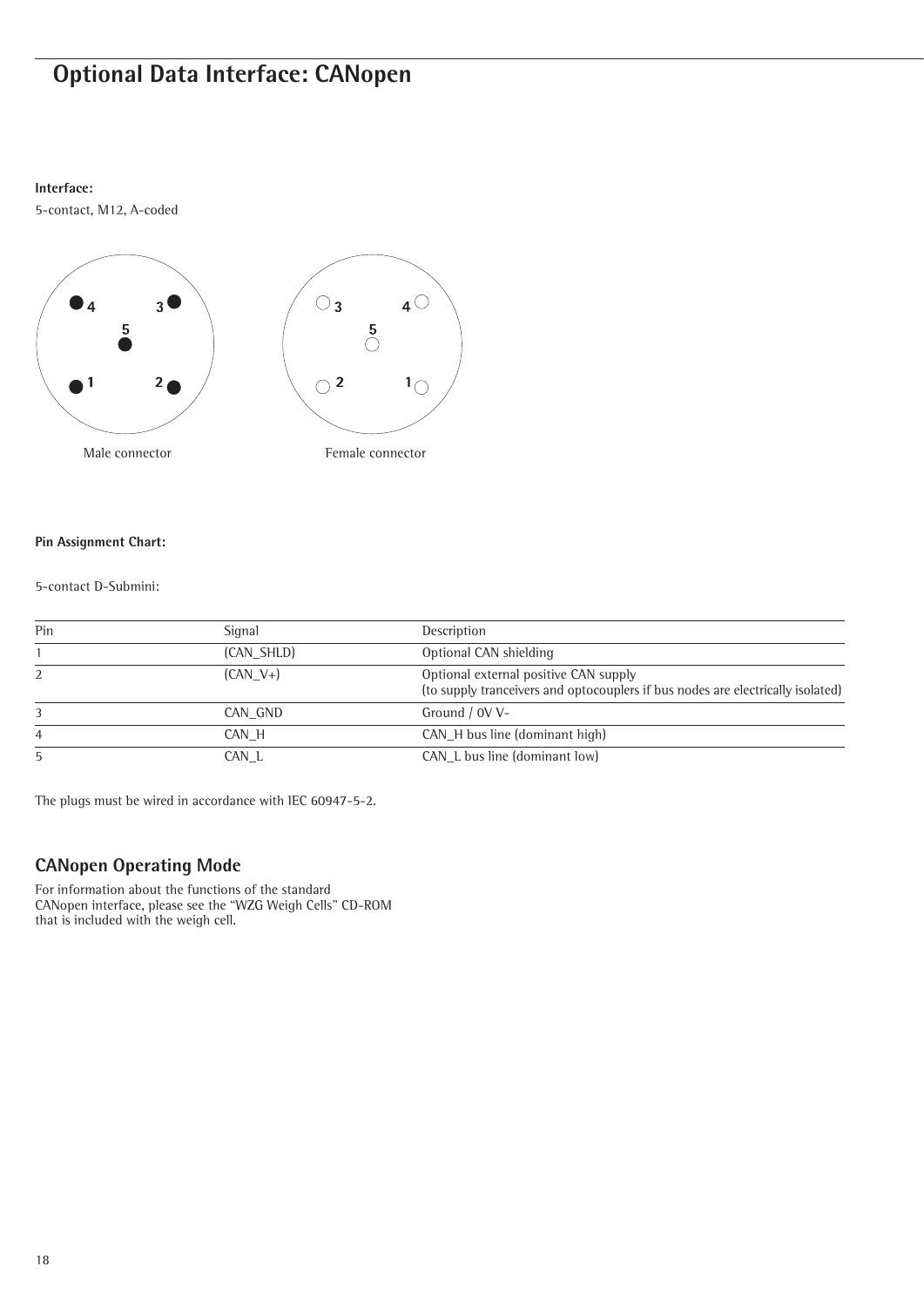# Optional Data Interface: CANopen

**Interface:**

5-contact, M12, A-coded

Male connector

Female connector

**Pin Assignment Chart:**

5-contact D-Submini:

| Pin | Signal | Description |
|---|---|---|
| 1 | (CAN_SHLD) | Optional CAN shielding |
| 2 | (CAN_V+) | Optional external positive CAN supply<br>(to supply tranceivers and optocouplers if bus nodes are electrically isolated) |
| 3 | CAN_GND | Ground / 0V V- |
| 4 | CAN_H | CAN_H bus line (dominant high) |
| 5 | CAN_L | CAN_L bus line (dominant low) |

The plugs must be wired in accordance with IEC 60947-5-2.

## CANopen Operating Mode

For information about the functions of the standard CANopen interface, please see the "WZG Weigh Cells" CD-ROM that is included with the weigh cell.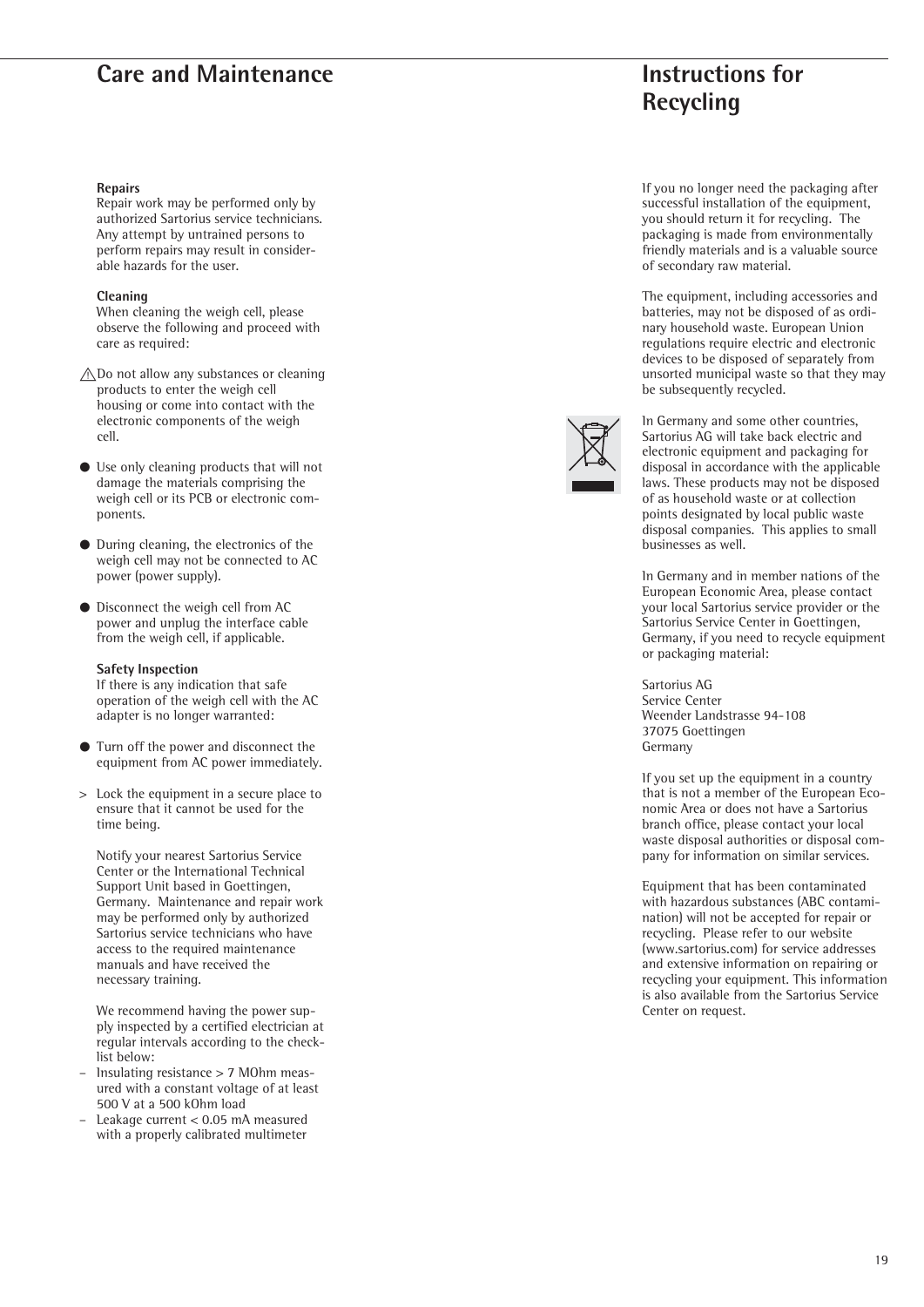## Care and Maintenance

**Repairs**
Repair work may be performed only by authorized Sartorius service technicians. Any attempt by untrained persons to perform repairs may result in considerable hazards for the user.

**Cleaning**
When cleaning the weigh cell, please observe the following and proceed with care as required:

⚠ Do not allow any substances or cleaning products to enter the weigh cell housing or come into contact with the electronic components of the weigh cell.

- Use only cleaning products that will not damage the materials comprising the weigh cell or its PCB or electronic components.
- During cleaning, the electronics of the weigh cell may not be connected to AC power (power supply).
- Disconnect the weigh cell from AC power and unplug the interface cable from the weigh cell, if applicable.

**Safety Inspection**
If there is any indication that safe operation of the weigh cell with the AC adapter is no longer warranted:

- Turn off the power and disconnect the equipment from AC power immediately.

> Lock the equipment in a secure place to ensure that it cannot be used for the time being.

Notify your nearest Sartorius Service Center or the International Technical Support Unit based in Goettingen, Germany. Maintenance and repair work may be performed only by authorized Sartorius service technicians who have access to the required maintenance manuals and have received the necessary training.

We recommend having the power supply inspected by a certified electrician at regular intervals according to the checklist below:
- Insulating resistance > 7 MOhm measured with a constant voltage of at least 500 V at a 500 kOhm load
- Leakage current < 0.05 mA measured with a properly calibrated multimeter

## Instructions for Recycling

If you no longer need the packaging after successful installation of the equipment, you should return it for recycling. The packaging is made from environmentally friendly materials and is a valuable source of secondary raw material.

The equipment, including accessories and batteries, may not be disposed of as ordinary household waste. European Union regulations require electric and electronic devices to be disposed of separately from unsorted municipal waste so that they may be subsequently recycled.

In Germany and some other countries, Sartorius AG will take back electric and electronic equipment and packaging for disposal in accordance with the applicable laws. These products may not be disposed of as household waste or at collection points designated by local public waste disposal companies. This applies to small businesses as well.

In Germany and in member nations of the European Economic Area, please contact your local Sartorius service provider or the Sartorius Service Center in Goettingen, Germany, if you need to recycle equipment or packaging material:

Sartorius AG
Service Center
Weender Landstrasse 94-108
37075 Goettingen
Germany

If you set up the equipment in a country that is not a member of the European Economic Area or does not have a Sartorius branch office, please contact your local waste disposal authorities or disposal company for information on similar services.

Equipment that has been contaminated with hazardous substances (ABC contamination) will not be accepted for repair or recycling. Please refer to our website (www.sartorius.com) for service addresses and extensive information on repairing or recycling your equipment. This information is also available from the Sartorius Service Center on request.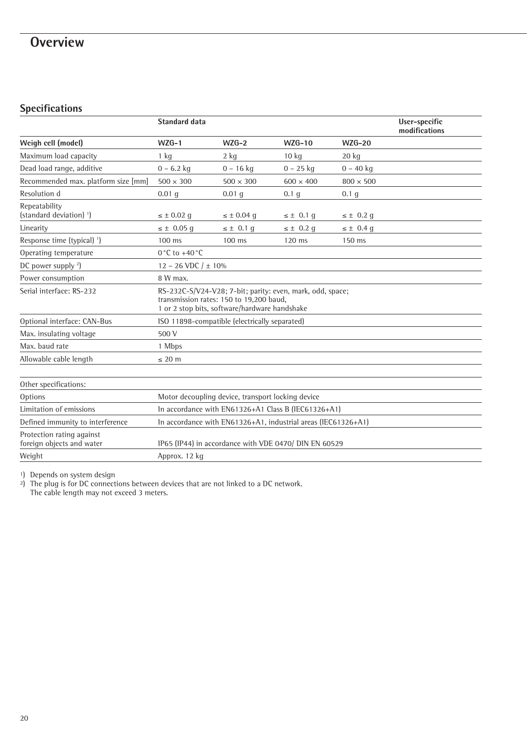# Overview

## Specifications

| | Standard data | | | | User-specific modifications |
|---|---|---|---|---|---|
| **Weigh cell (model)** | **WZG-1** | **WZG-2** | **WZG-10** | **WZG-20** | |
| Maximum load capacity | 1 kg | 2 kg | 10 kg | 20 kg | |
| Dead load range, additive | 0 – 6.2 kg | 0 – 16 kg | 0 – 25 kg | 0 – 40 kg | |
| Recommended max. platform size [mm] | 500 × 300 | 500 × 300 | 600 × 400 | 800 × 500 | |
| Resolution d | 0.01 g | 0.01 g | 0.1 g | 0.1 g | |
| Repeatability (standard deviation) [1] | ≤ ± 0.02 g | ≤ ± 0.04 g | ≤ ± 0.1 g | ≤ ± 0.2 g | |
| Linearity | ≤ ± 0.05 g | ≤ ± 0.1 g | ≤ ± 0.2 g | ≤ ± 0.4 g | |
| Response time (typical) [1] | 100 ms | 100 ms | 120 ms | 150 ms | |
| Operating temperature | 0 °C to +40 °C | | | | |
| DC power supply [2] | 12 – 26 VDC / ± 10% | | | | |
| Power consumption | 8 W max. | | | | |
| Serial interface: RS-232 | RS-232C-S/V24-V28; 7-bit; parity: even, mark, odd, space; transmission rates: 150 to 19,200 baud, 1 or 2 stop bits, software/hardware handshake | | | | |
| Optional interface: CAN-Bus | ISO 11898-compatible (electrically separated) | | | | |
| Max. insulating voltage | 500 V | | | | |
| Max. baud rate | 1 Mbps | | | | |
| Allowable cable length | ≤ 20 m | | | | |
| | | | | | |
| Other specifications: | | | | | |
| Options | Motor decoupling device, transport locking device | | | | |
| Limitation of emissions | In accordance with EN61326+A1 Class B (IEC61326+A1) | | | | |
| Defined immunity to interference | In accordance with EN61326+A1, industrial areas (IEC61326+A1) | | | | |
| Protection rating against foreign objects and water | IP65 (IP44) in accordance with VDE 0470/ DIN EN 60529 | | | | |
| Weight | Approx. 12 kg | | | | |

[1] Depends on system design

[2] The plug is for DC connections between devices that are not linked to a DC network. The cable length may not exceed 3 meters.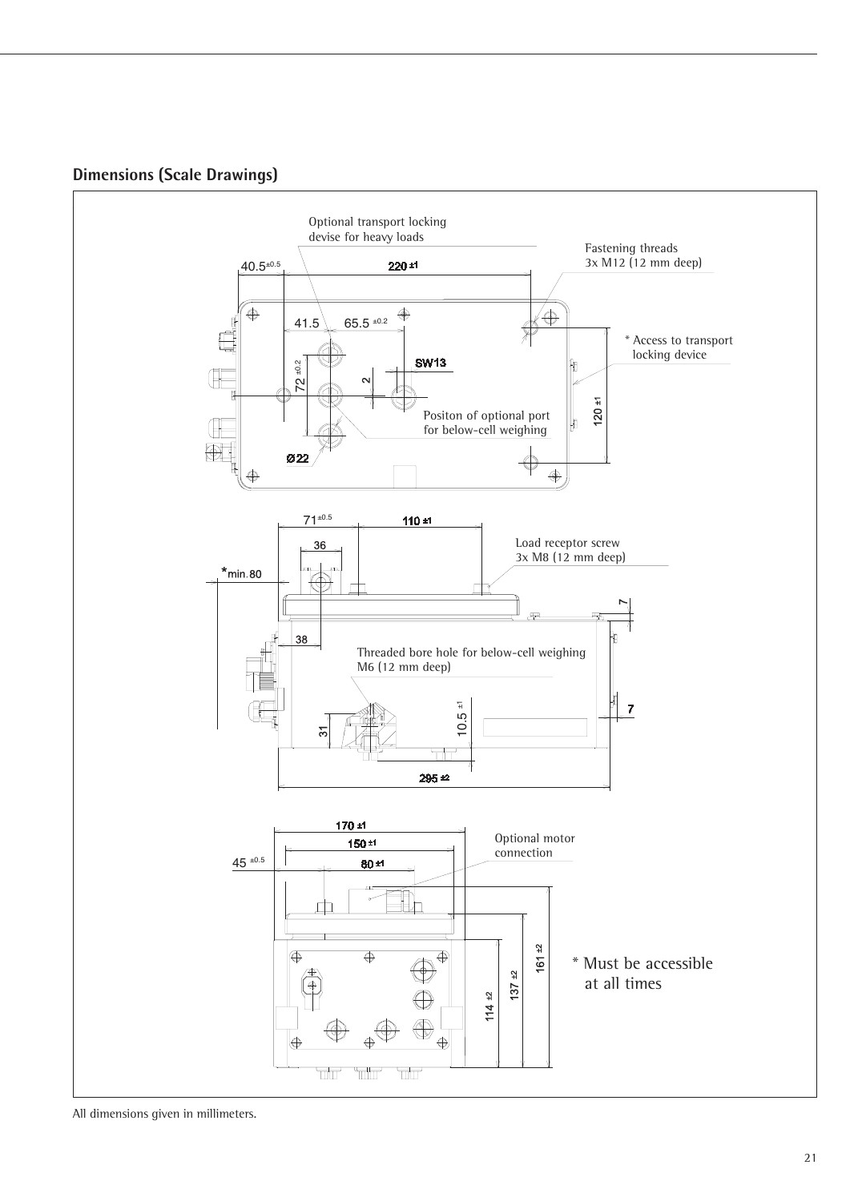## Dimensions (Scale Drawings)

Optional transport locking devise for heavy loads

Fastening threads 3x M12 (12 mm deep)

$40.5^{\pm 0.5}$

$220^{\pm 1}$

41.5

$65.5^{\pm 0.2}$

* Access to transport locking device

$72^{\pm 0.2}$

2

SW13

$120^{\pm 1}$

Positon of optional port for below-cell weighing

Ø22

$71^{\pm 0.5}$

$110^{\pm 1}$

36

Load receptor screw 3x M8 (12 mm deep)

*min. 80

7

38

Threaded bore hole for below-cell weighing M6 (12 mm deep)

7

31

$10.5^{\pm 1}$

$295^{\pm 2}$

$170^{\pm 1}$

$150^{\pm 1}$

Optional motor connection

$45^{\pm 0.5}$

$80^{\pm 1}$

$161^{\pm 2}$

$137^{\pm 2}$

$114^{\pm 2}$

* Must be accessible at all times

All dimensions given in millimeters.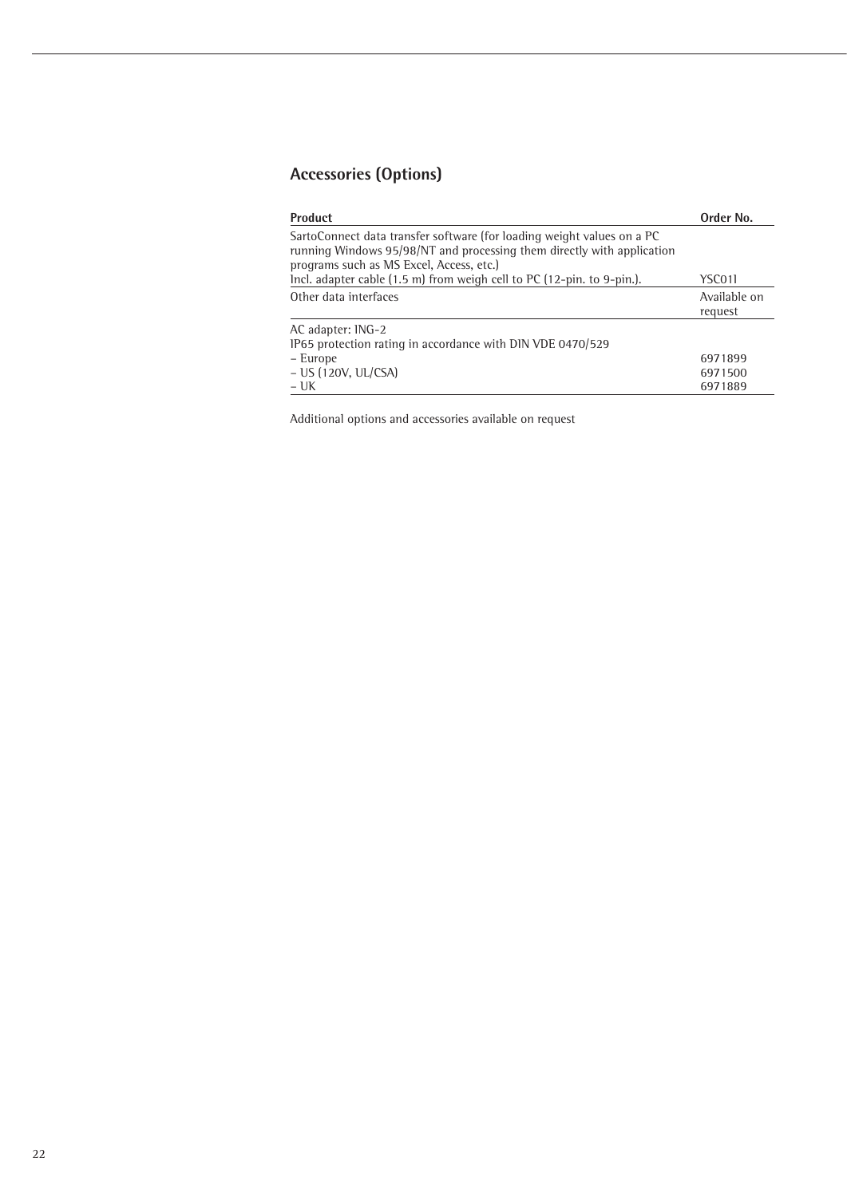## Accessories (Options)

| Product | Order No. |
| --- | --- |
| SartoConnect data transfer software (for loading weight values on a PC running Windows 95/98/NT and processing them directly with application programs such as MS Excel, Access, etc.)<br>Incl. adapter cable (1.5 m) from weigh cell to PC (12-pin. to 9-pin.). | YSC01I |
| Other data interfaces | Available on request |
| AC adapter: ING-2<br>IP65 protection rating in accordance with DIN VDE 0470/529<br>– Europe<br>– US (120V, UL/CSA)<br>– UK | <br><br>6971899<br>6971500<br>6971889 |

Additional options and accessories available on request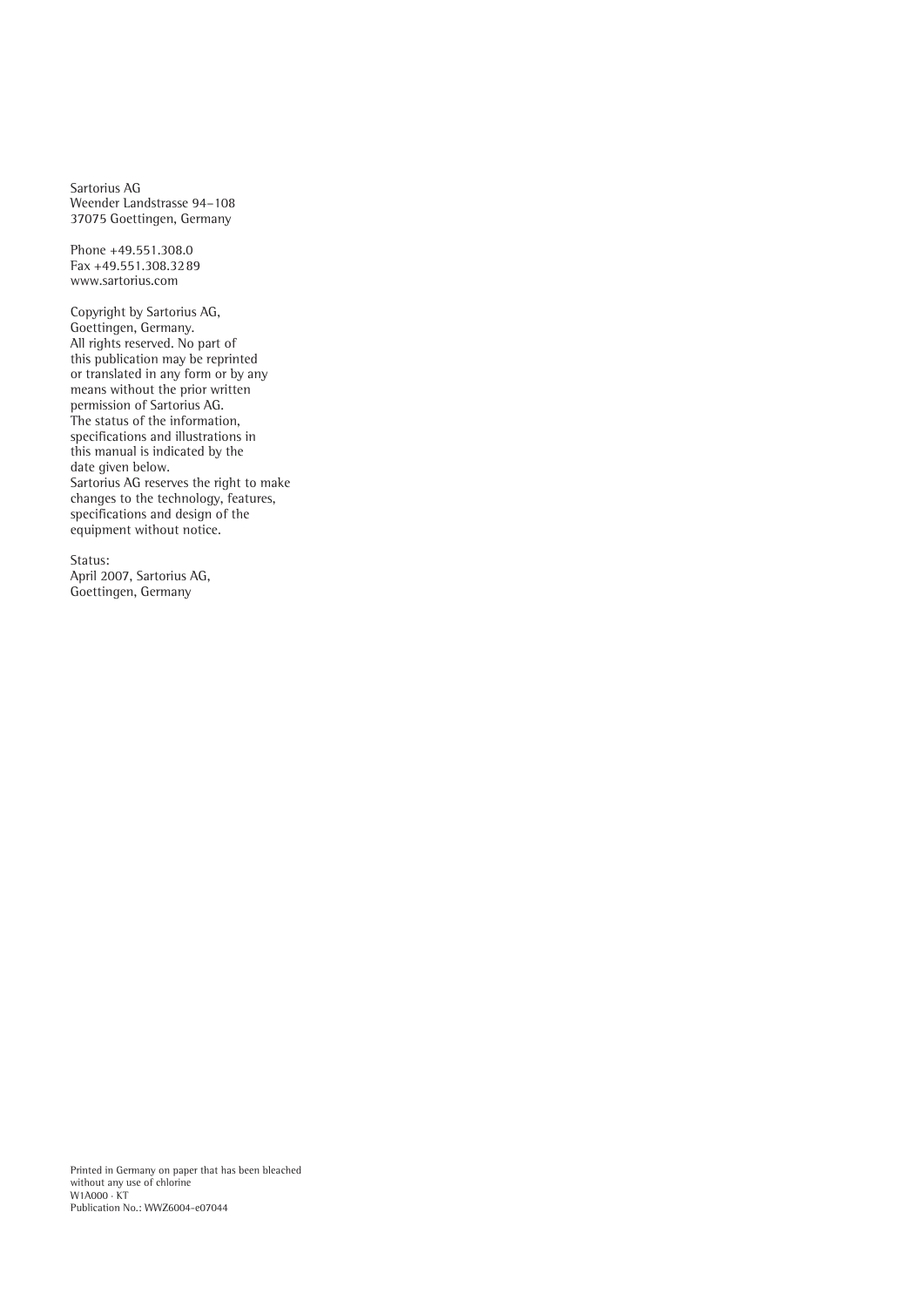Sartorius AG
Weender Landstrasse 94–108
37075 Goettingen, Germany

Phone +49.551.308.0
Fax +49.551.308.3289
www.sartorius.com

Copyright by Sartorius AG,
Goettingen, Germany.
All rights reserved. No part of
this publication may be reprinted
or translated in any form or by any
means without the prior written
permission of Sartorius AG.
The status of the information,
specifications and illustrations in
this manual is indicated by the
date given below.
Sartorius AG reserves the right to make
changes to the technology, features,
specifications and design of the
equipment without notice.

Status:
April 2007, Sartorius AG,
Goettingen, Germany

Printed in Germany on paper that has been bleached
without any use of chlorine
W1A000 · KT
Publication No.: WWZ6004-e07044